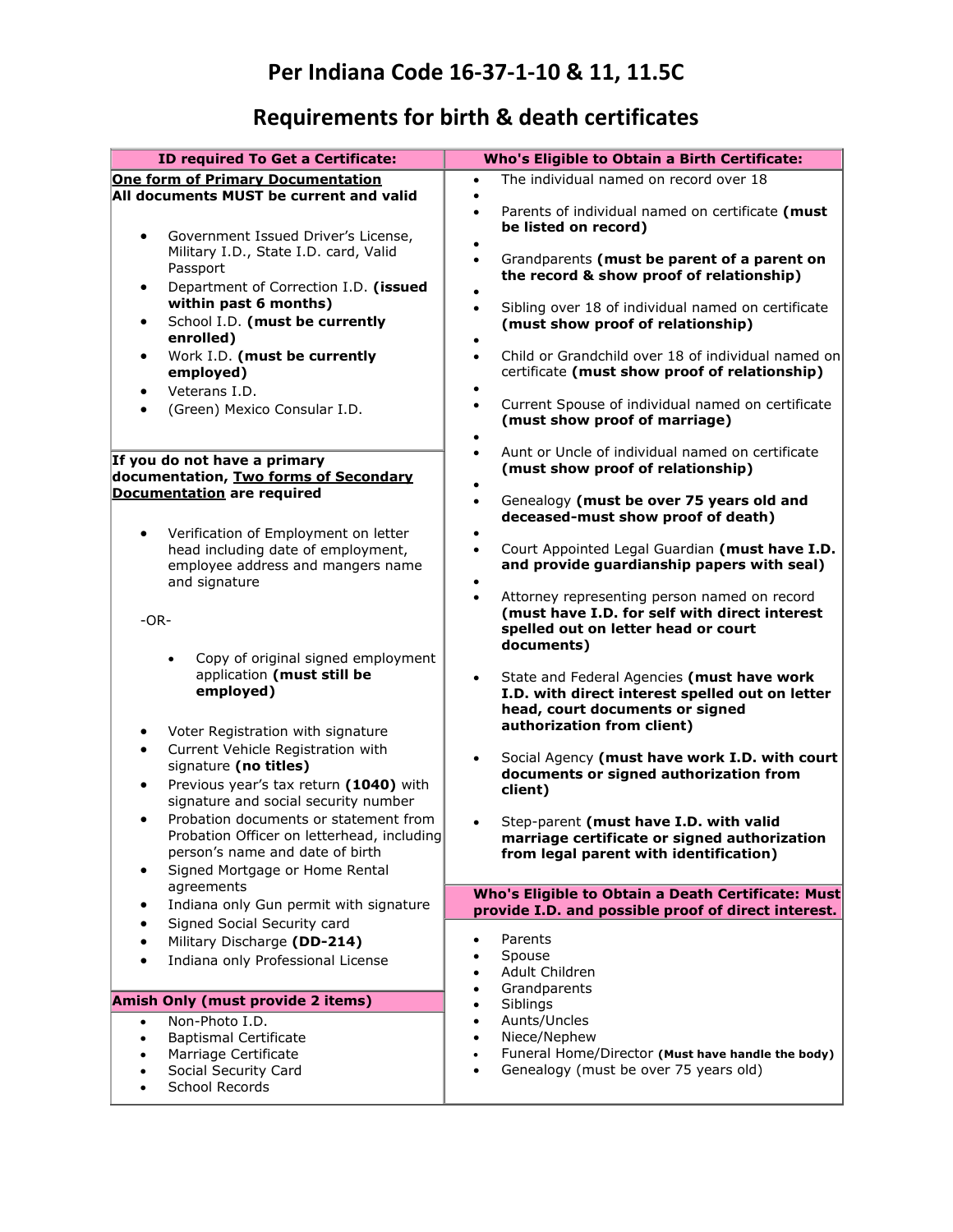# Per Indiana Code 16-37-1-10 & 11, 11.5C

# Requirements for birth & death certificates

## ID required To Get a Certificate:

**One form of Primary Documentation**
**All documents MUST be current and valid**

- Government Issued Driver's License, Military I.D., State I.D. card, Valid Passport
- Department of Correction I.D. **(issued within past 6 months)**
- School I.D. **(must be currently enrolled)**
- Work I.D. **(must be currently employed)**
- Veterans I.D.
- (Green) Mexico Consular I.D.

**If you do not have a primary documentation, Two forms of Secondary Documentation are required**

- Verification of Employment on letter head including date of employment, employee address and mangers name and signature

-OR-

- Copy of original signed employment application **(must still be employed)**

- Voter Registration with signature
- Current Vehicle Registration with signature **(no titles)**
- Previous year's tax return **(1040)** with signature and social security number
- Probation documents or statement from Probation Officer on letterhead, including person's name and date of birth
- Signed Mortgage or Home Rental agreements
- Indiana only Gun permit with signature
- Signed Social Security card
- Military Discharge **(DD-214)**
- Indiana only Professional License

## Amish Only (must provide 2 items)

- Non-Photo I.D.
- Baptismal Certificate
- Marriage Certificate
- Social Security Card
- School Records

## Who's Eligible to Obtain a Birth Certificate:

- The individual named on record over 18
- Parents of individual named on certificate **(must be listed on record)**
- Grandparents **(must be parent of a parent on the record & show proof of relationship)**
- Sibling over 18 of individual named on certificate **(must show proof of relationship)**
- Child or Grandchild over 18 of individual named on certificate **(must show proof of relationship)**
- Current Spouse of individual named on certificate **(must show proof of marriage)**
- Aunt or Uncle of individual named on certificate **(must show proof of relationship)**
- Genealogy **(must be over 75 years old and deceased-must show proof of death)**
- Court Appointed Legal Guardian **(must have I.D. and provide guardianship papers with seal)**
- Attorney representing person named on record **(must have I.D. for self with direct interest spelled out on letter head or court documents)**
- State and Federal Agencies **(must have work I.D. with direct interest spelled out on letter head, court documents or signed authorization from client)**
- Social Agency **(must have work I.D. with court documents or signed authorization from client)**
- Step-parent **(must have I.D. with valid marriage certificate or signed authorization from legal parent with identification)**

## Who's Eligible to Obtain a Death Certificate: Must provide I.D. and possible proof of direct interest.

- Parents
- Spouse
- Adult Children
- Grandparents
- Siblings
- Aunts/Uncles
- Niece/Nephew
- Funeral Home/Director **(Must have handle the body)**
- Genealogy (must be over 75 years old)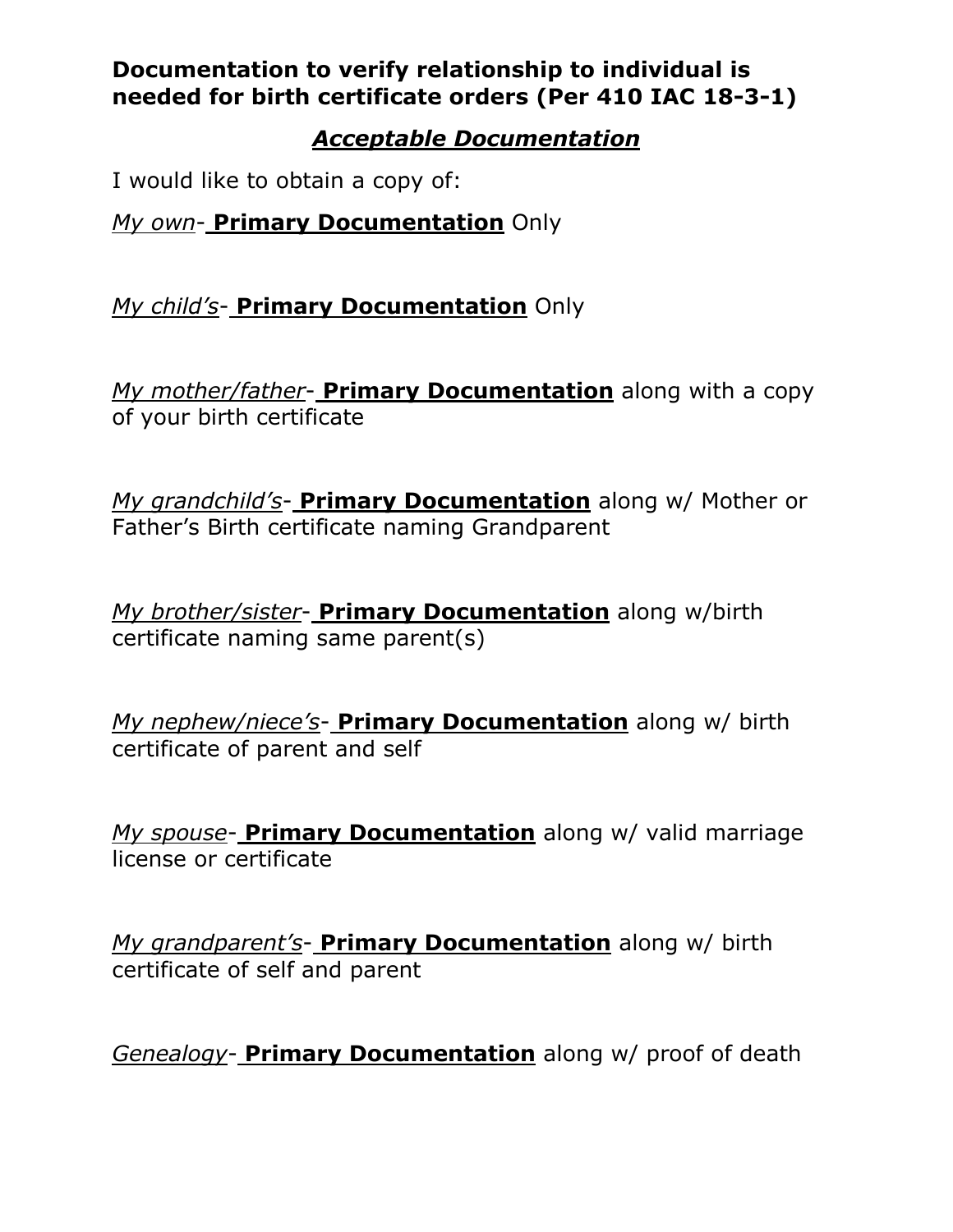**Documentation to verify relationship to individual is needed for birth certificate orders (Per 410 IAC 18-3-1)**

## ***Acceptable Documentation***

I would like to obtain a copy of:

*My own*- **Primary Documentation** Only

*My child's*- **Primary Documentation** Only

*My mother/father*- **Primary Documentation** along with a copy of your birth certificate

*My grandchild's*- **Primary Documentation** along w/ Mother or Father's Birth certificate naming Grandparent

*My brother/sister*- **Primary Documentation** along w/birth certificate naming same parent(s)

*My nephew/niece's*- **Primary Documentation** along w/ birth certificate of parent and self

*My spouse*- **Primary Documentation** along w/ valid marriage license or certificate

*My grandparent's*- **Primary Documentation** along w/ birth certificate of self and parent

*Genealogy*- **Primary Documentation** along w/ proof of death